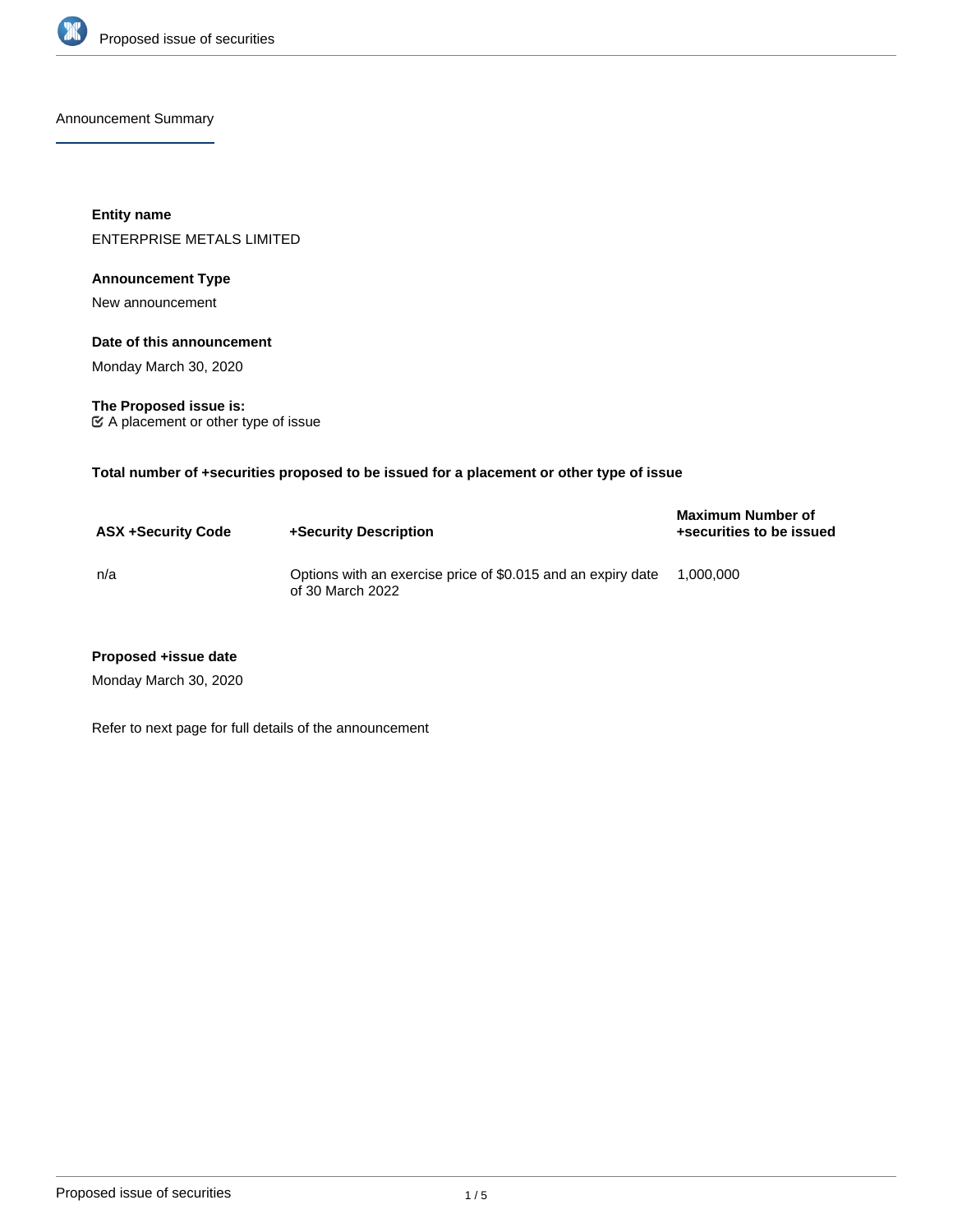Announcement Summary

**Entity name**

ENTERPRISE METALS LIMITED

**Announcement Type**

New announcement

**Date of this announcement**

Monday March 30, 2020

**The Proposed issue is:**

☑ A placement or other type of issue

**Total number of +securities proposed to be issued for a placement or other type of issue**

| ASX +Security Code | +Security Description | Maximum Number of +securities to be issued |
|---|---|---|
| n/a | Options with an exercise price of $0.015 and an expiry date of 30 March 2022 | 1,000,000 |

**Proposed +issue date**

Monday March 30, 2020

Refer to next page for full details of the announcement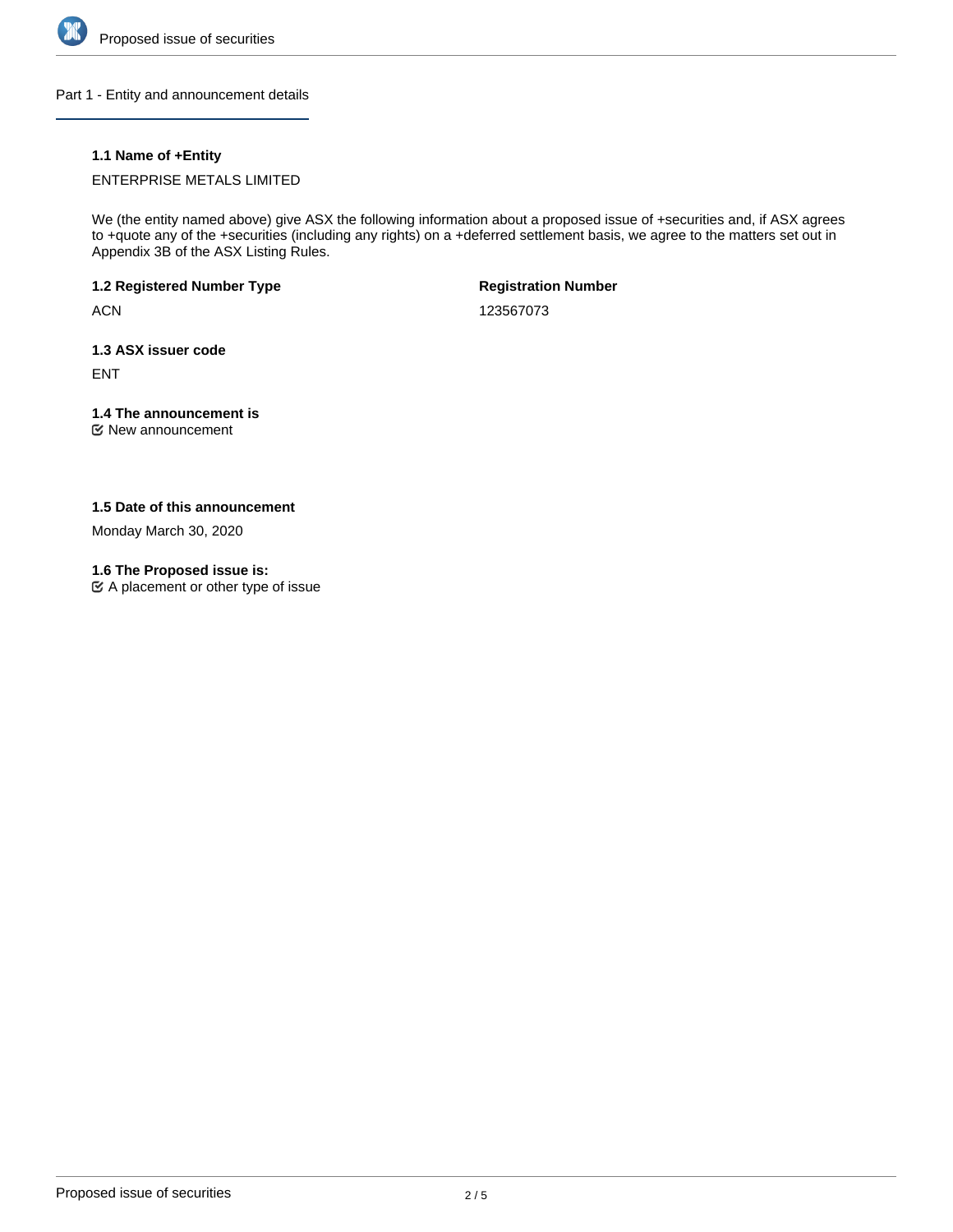## Part 1 - Entity and announcement details

### 1.1 Name of +Entity

ENTERPRISE METALS LIMITED

We (the entity named above) give ASX the following information about a proposed issue of +securities and, if ASX agrees to +quote any of the +securities (including any rights) on a +deferred settlement basis, we agree to the matters set out in Appendix 3B of the ASX Listing Rules.

### 1.2 Registered Number Type

ACN

### Registration Number

123567073

### 1.3 ASX issuer code

ENT

### 1.4 The announcement is

☑ New announcement

### 1.5 Date of this announcement

Monday March 30, 2020

### 1.6 The Proposed issue is:

☑ A placement or other type of issue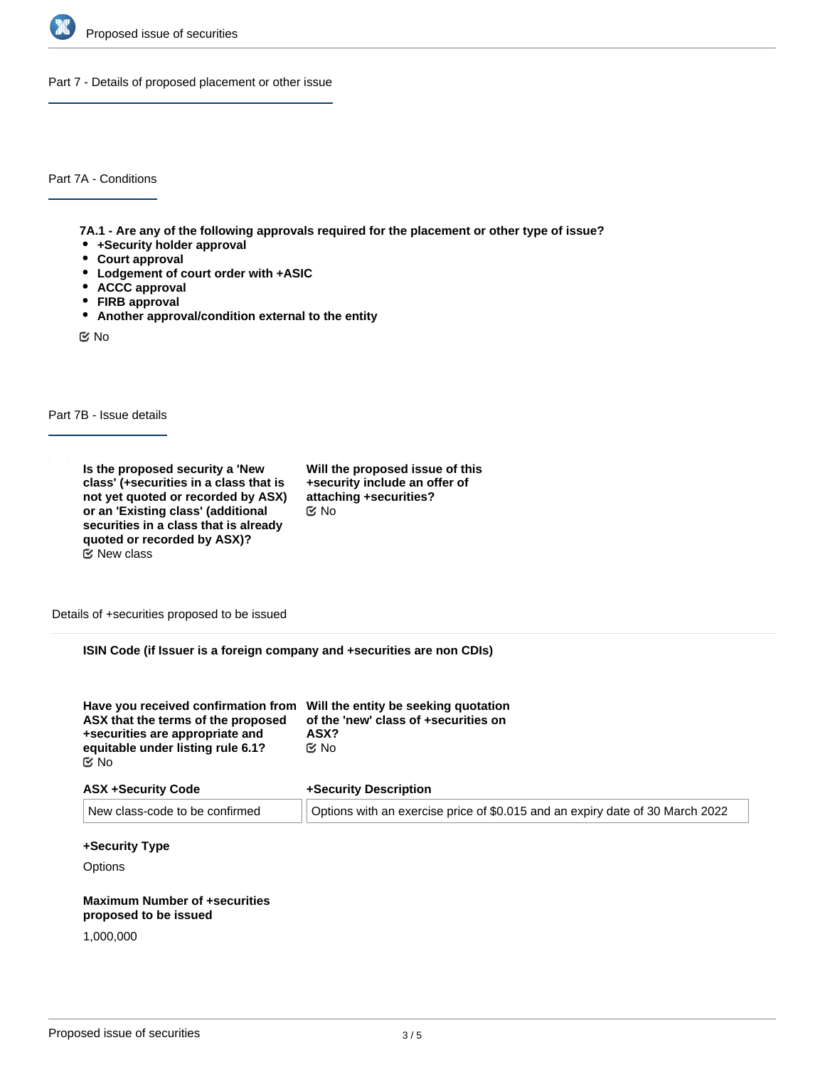## Part 7 - Details of proposed placement or other issue

### Part 7A - Conditions

**7A.1 - Are any of the following approvals required for the placement or other type of issue?**

- **+Security holder approval**
- **Court approval**
- **Lodgement of court order with +ASIC**
- **ACCC approval**
- **FIRB approval**
- **Another approval/condition external to the entity**

No

### Part 7B - Issue details

**Is the proposed security a 'New class' (+securities in a class that is not yet quoted or recorded by ASX) or an 'Existing class' (additional securities in a class that is already quoted or recorded by ASX)?**
New class

**Will the proposed issue of this +security include an offer of attaching +securities?**
No

#### Details of +securities proposed to be issued

**ISIN Code (if Issuer is a foreign company and +securities are non CDIs)**

**Have you received confirmation from ASX that the terms of the proposed +securities are appropriate and equitable under listing rule 6.1?**
No

**Will the entity be seeking quotation of the 'new' class of +securities on ASX?**
No

| ASX +Security Code | +Security Description |
|---|---|
| New class-code to be confirmed | Options with an exercise price of $0.015 and an expiry date of 30 March 2022 |

**+Security Type**

Options

**Maximum Number of +securities proposed to be issued**

1,000,000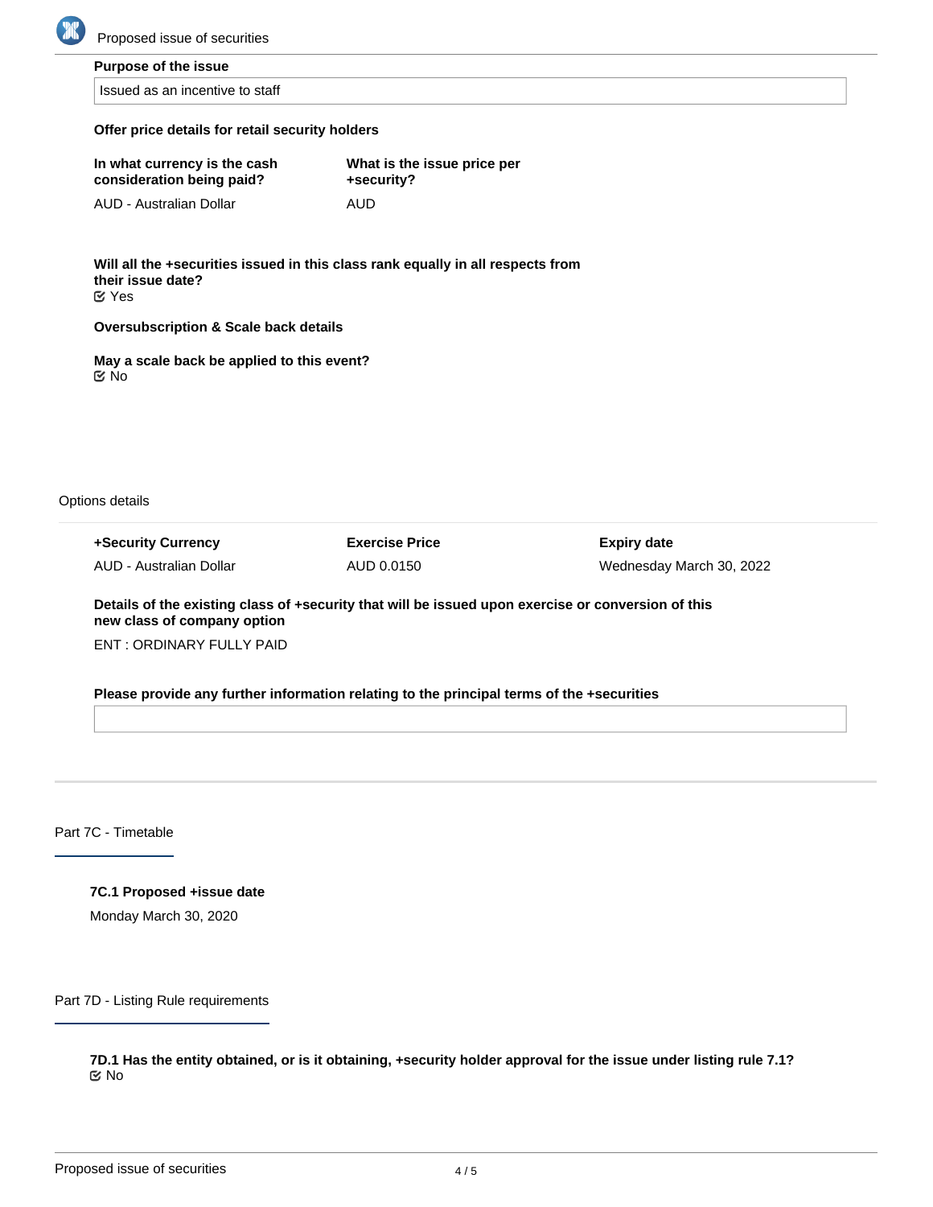**Purpose of the issue**

Issued as an incentive to staff

**Offer price details for retail security holders**

| In what currency is the cash consideration being paid? | What is the issue price per +security? |
| --- | --- |
| AUD - Australian Dollar | AUD |

**Will all the +securities issued in this class rank equally in all respects from their issue date?**

Yes

**Oversubscription & Scale back details**

**May a scale back be applied to this event?**

No

Options details

| +Security Currency | Exercise Price | Expiry date |
| --- | --- | --- |
| AUD - Australian Dollar | AUD 0.0150 | Wednesday March 30, 2022 |

**Details of the existing class of +security that will be issued upon exercise or conversion of this new class of company option**

ENT : ORDINARY FULLY PAID

**Please provide any further information relating to the principal terms of the +securities**

## Part 7C - Timetable

**7C.1 Proposed +issue date**

Monday March 30, 2020

## Part 7D - Listing Rule requirements

**7D.1 Has the entity obtained, or is it obtaining, +security holder approval for the issue under listing rule 7.1?**

No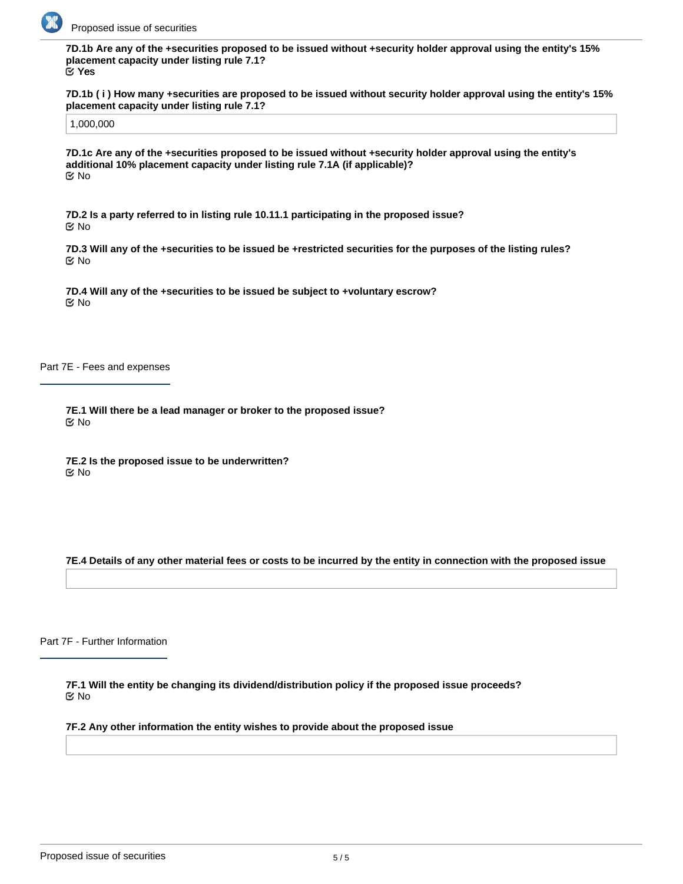**7D.1b Are any of the +securities proposed to be issued without +security holder approval using the entity's 15% placement capacity under listing rule 7.1?**
☑ Yes

**7D.1b ( i ) How many +securities are proposed to be issued without security holder approval using the entity's 15% placement capacity under listing rule 7.1?**

1,000,000

**7D.1c Are any of the +securities proposed to be issued without +security holder approval using the entity's additional 10% placement capacity under listing rule 7.1A (if applicable)?**
☑ No

**7D.2 Is a party referred to in listing rule 10.11.1 participating in the proposed issue?**
☑ No

**7D.3 Will any of the +securities to be issued be +restricted securities for the purposes of the listing rules?**
☑ No

**7D.4 Will any of the +securities to be issued be subject to +voluntary escrow?**
☑ No

## Part 7E - Fees and expenses

**7E.1 Will there be a lead manager or broker to the proposed issue?**
☑ No

**7E.2 Is the proposed issue to be underwritten?**
☑ No

**7E.4 Details of any other material fees or costs to be incurred by the entity in connection with the proposed issue**

## Part 7F - Further Information

**7F.1 Will the entity be changing its dividend/distribution policy if the proposed issue proceeds?**
☑ No

**7F.2 Any other information the entity wishes to provide about the proposed issue**